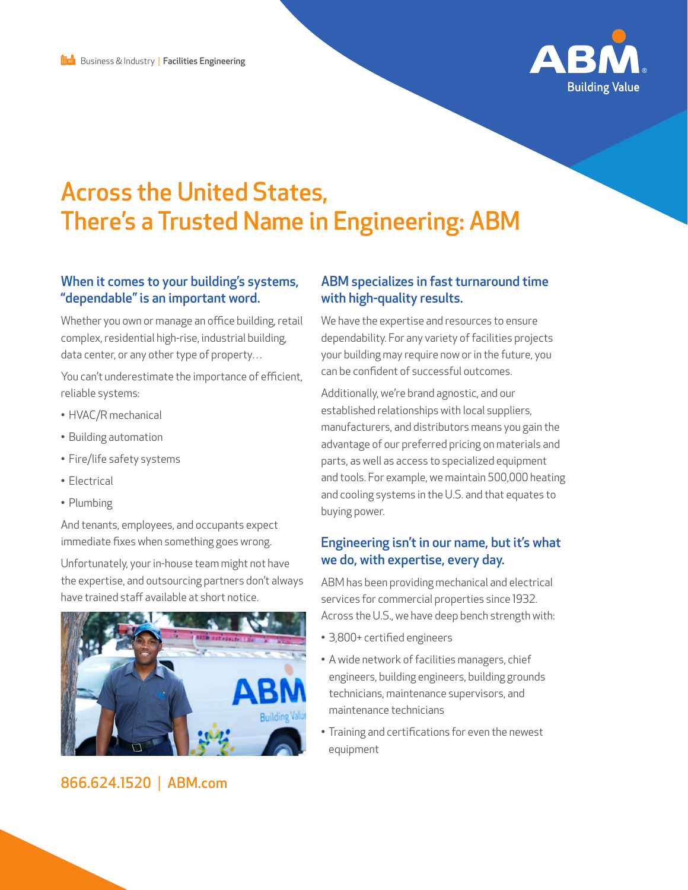Business & Industry | **Facilities Engineering**

# Across the United States, There's a Trusted Name in Engineering: ABM

## When it comes to your building's systems, "dependable" is an important word.

Whether you own or manage an office building, retail complex, residential high-rise, industrial building, data center, or any other type of property…

You can't underestimate the importance of efficient, reliable systems:

- HVAC/R mechanical
- Building automation
- Fire/life safety systems
- Electrical
- Plumbing

And tenants, employees, and occupants expect immediate fixes when something goes wrong.

Unfortunately, your in-house team might not have the expertise, and outsourcing partners don't always have trained staff available at short notice.

## ABM specializes in fast turnaround time with high-quality results.

We have the expertise and resources to ensure dependability. For any variety of facilities projects your building may require now or in the future, you can be confident of successful outcomes.

Additionally, we're brand agnostic, and our established relationships with local suppliers, manufacturers, and distributors means you gain the advantage of our preferred pricing on materials and parts, as well as access to specialized equipment and tools. For example, we maintain 500,000 heating and cooling systems in the U.S. and that equates to buying power.

## Engineering isn't in our name, but it's what we do, with expertise, every day.

ABM has been providing mechanical and electrical services for commercial properties since 1932. Across the U.S., we have deep bench strength with:

- 3,800+ certified engineers
- A wide network of facilities managers, chief engineers, building engineers, building grounds technicians, maintenance supervisors, and maintenance technicians
- Training and certifications for even the newest equipment

866.624.1520 | ABM.com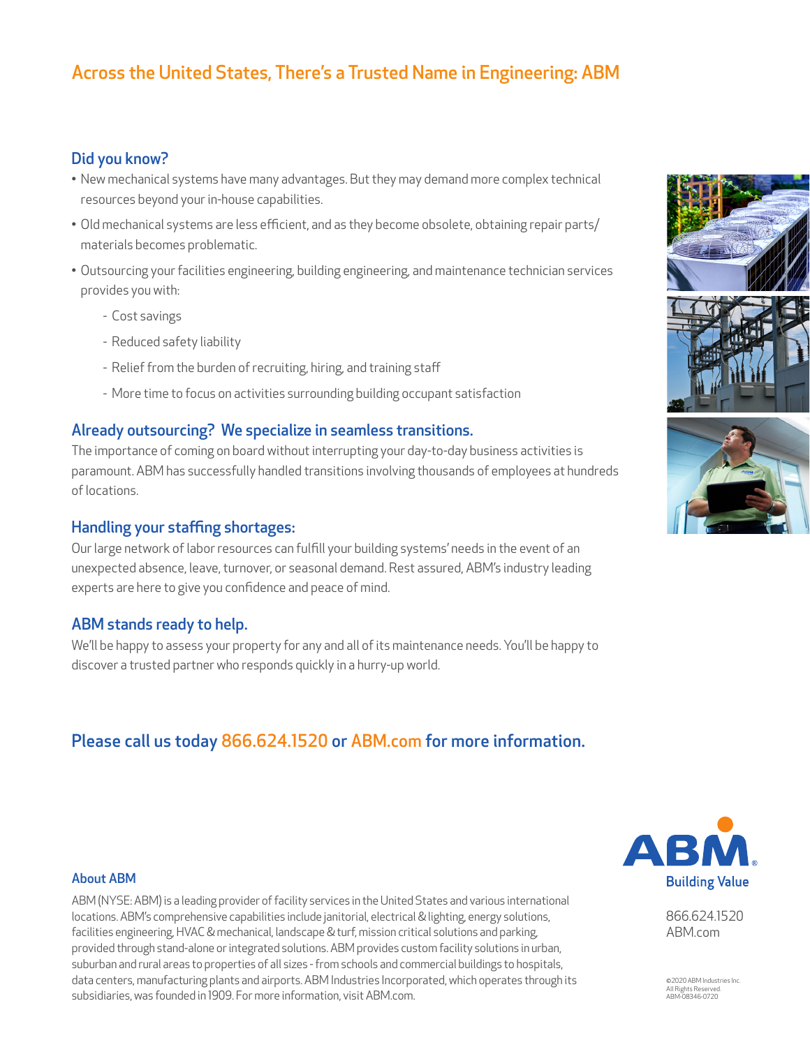# Across the United States, There's a Trusted Name in Engineering: ABM

## Did you know?

- New mechanical systems have many advantages. But they may demand more complex technical resources beyond your in-house capabilities.
- Old mechanical systems are less efficient, and as they become obsolete, obtaining repair parts/materials becomes problematic.
- Outsourcing your facilities engineering, building engineering, and maintenance technician services provides you with:
  - Cost savings
  - Reduced safety liability
  - Relief from the burden of recruiting, hiring, and training staff
  - More time to focus on activities surrounding building occupant satisfaction

## Already outsourcing? We specialize in seamless transitions.

The importance of coming on board without interrupting your day-to-day business activities is paramount. ABM has successfully handled transitions involving thousands of employees at hundreds of locations.

## Handling your staffing shortages:

Our large network of labor resources can fulfill your building systems' needs in the event of an unexpected absence, leave, turnover, or seasonal demand. Rest assured, ABM's industry leading experts are here to give you confidence and peace of mind.

## ABM stands ready to help.

We'll be happy to assess your property for any and all of its maintenance needs. You'll be happy to discover a trusted partner who responds quickly in a hurry-up world.

## Please call us today 866.624.1520 or ABM.com for more information.

### About ABM

ABM (NYSE: ABM) is a leading provider of facility services in the United States and various international locations. ABM's comprehensive capabilities include janitorial, electrical & lighting, energy solutions, facilities engineering, HVAC & mechanical, landscape & turf, mission critical solutions and parking, provided through stand-alone or integrated solutions. ABM provides custom facility solutions in urban, suburban and rural areas to properties of all sizes - from schools and commercial buildings to hospitals, data centers, manufacturing plants and airports. ABM Industries Incorporated, which operates through its subsidiaries, was founded in 1909. For more information, visit ABM.com.

ABM® Building Value

866.624.1520
ABM.com

©2020 ABM Industries Inc.
All Rights Reserved.
ABM-08346-0720